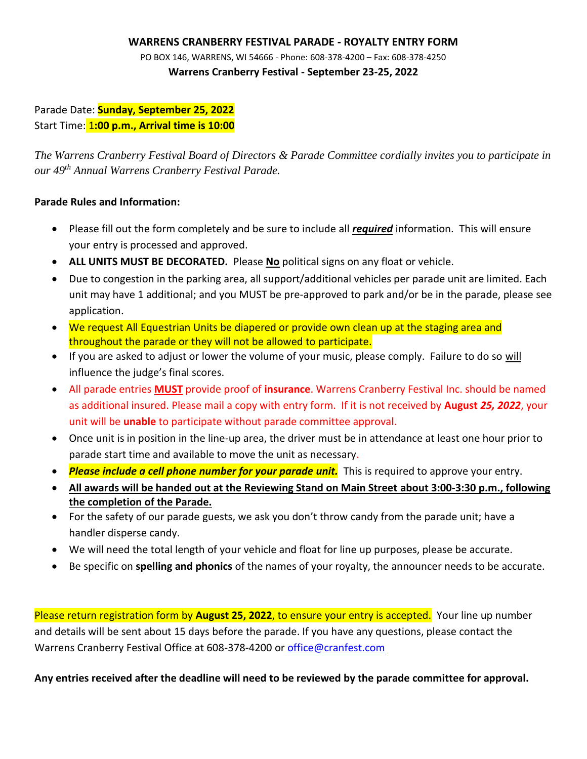# WARRENS CRANBERRY FESTIVAL PARADE - ROYALTY ENTRY FORM

PO BOX 146, WARRENS, WI 54666 - Phone: 608-378-4200 – Fax: 608-378-4250

**Warrens Cranberry Festival - September 23-25, 2022**

Parade Date: **Sunday, September 25, 2022**
Start Time: **1:00 p.m., Arrival time is 10:00**

*The Warrens Cranberry Festival Board of Directors & Parade Committee cordially invites you to participate in our 49th Annual Warrens Cranberry Festival Parade.*

**Parade Rules and Information:**

- Please fill out the form completely and be sure to include all ***required*** information. This will ensure your entry is processed and approved.
- **ALL UNITS MUST BE DECORATED.** Please **No** political signs on any float or vehicle.
- Due to congestion in the parking area, all support/additional vehicles per parade unit are limited. Each unit may have 1 additional; and you MUST be pre-approved to park and/or be in the parade, please see application.
- We request All Equestrian Units be diapered or provide own clean up at the staging area and throughout the parade or they will not be allowed to participate.
- If you are asked to adjust or lower the volume of your music, please comply. Failure to do so will influence the judge's final scores.
- All parade entries **MUST** provide proof of **insurance**. Warrens Cranberry Festival Inc. should be named as additional insured. Please mail a copy with entry form. If it is not received by **August *25, 2022***, your unit will be **unable** to participate without parade committee approval.
- Once unit is in position in the line-up area, the driver must be in attendance at least one hour prior to parade start time and available to move the unit as necessary.
- ***Please include a cell phone number for your parade unit.*** This is required to approve your entry.
- **All awards will be handed out at the Reviewing Stand on Main Street about 3:00-3:30 p.m., following the completion of the Parade.**
- For the safety of our parade guests, we ask you don't throw candy from the parade unit; have a handler disperse candy.
- We will need the total length of your vehicle and float for line up purposes, please be accurate.
- Be specific on **spelling and phonics** of the names of your royalty, the announcer needs to be accurate.

Please return registration form by **August 25, 2022**, to ensure your entry is accepted. Your line up number and details will be sent about 15 days before the parade. If you have any questions, please contact the Warrens Cranberry Festival Office at 608-378-4200 or office@cranfest.com

**Any entries received after the deadline will need to be reviewed by the parade committee for approval.**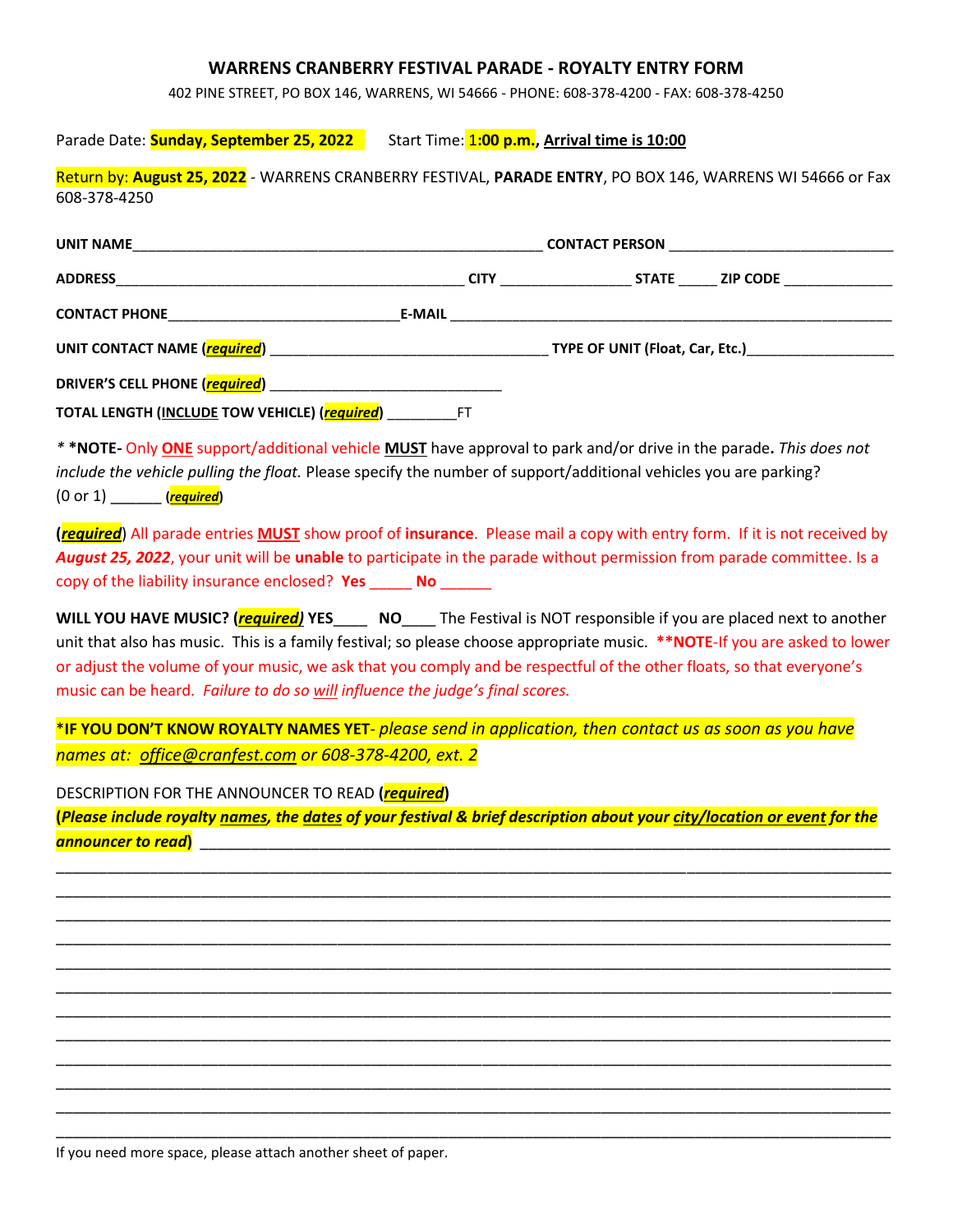# WARRENS CRANBERRY FESTIVAL PARADE - ROYALTY ENTRY FORM

402 PINE STREET, PO BOX 146, WARRENS, WI 54666 - PHONE: 608-378-4200 - FAX: 608-378-4250

Parade Date: **Sunday, September 25, 2022** Start Time: **1:00 p.m.**, **Arrival time is 10:00**

Return by: **August 25, 2022** - WARRENS CRANBERRY FESTIVAL, **PARADE ENTRY**, PO BOX 146, WARRENS WI 54666 or Fax 608-378-4250

**UNIT NAME**_____________________________________________________ **CONTACT PERSON** ____________________________

**ADDRESS**_____________________________________________ **CITY** ________________ **STATE** _____ **ZIP CODE** ______________

**CONTACT PHONE**______________________________**E-MAIL** __________________________________________________________

**UNIT CONTACT NAME (*required*)** ____________________________________ **TYPE OF UNIT (Float, Car, Etc.)**___________________

**DRIVER'S CELL PHONE (*required*)** ______________________________

**TOTAL LENGTH (INCLUDE TOW VEHICLE) (*required*)** _________FT

* ***NOTE-** Only **ONE** support/additional vehicle **MUST** have approval to park and/or drive in the parade**.** *This does not include the vehicle pulling the float.* Please specify the number of support/additional vehicles you are parking? (0 or 1) ______ (*required*)

(***required***) All parade entries **MUST** show proof of **insurance**. Please mail a copy with entry form. If it is not received by ***August 25, 2022***, your unit will be **unable** to participate in the parade without permission from parade committee. Is a copy of the liability insurance enclosed? **Yes** _____ **No** ______

**WILL YOU HAVE MUSIC? (*required*) YES**____ **NO**____ The Festival is NOT responsible if you are placed next to another unit that also has music. This is a family festival; so please choose appropriate music. ****NOTE**-If you are asked to lower or adjust the volume of your music, we ask that you comply and be respectful of the other floats, so that everyone's music can be heard. *Failure to do so will influence the judge's final scores.*

***IF YOU DON'T KNOW ROYALTY NAMES YET**- *please send in application, then contact us as soon as you have names at: office@cranfest.com or 608-378-4200, ext. 2*

DESCRIPTION FOR THE ANNOUNCER TO READ (***required***)

**(*Please include royalty names, the dates of your festival & brief description about your city/location or event for the announcer to read*)** ________________________________________________________________________

__________________________________________________________________________________________________

__________________________________________________________________________________________________

__________________________________________________________________________________________________

__________________________________________________________________________________________________

__________________________________________________________________________________________________

__________________________________________________________________________________________________

__________________________________________________________________________________________________

__________________________________________________________________________________________________

__________________________________________________________________________________________________

__________________________________________________________________________________________________

__________________________________________________________________________________________________

__________________________________________________________________________________________________

If you need more space, please attach another sheet of paper.